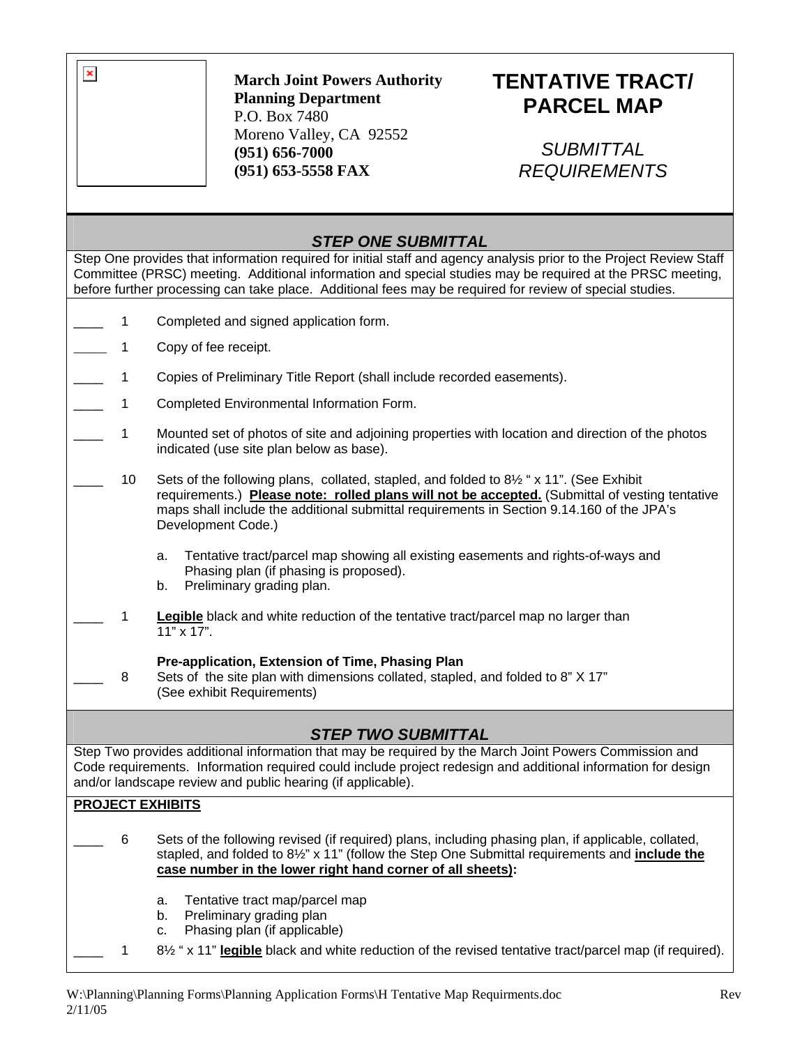**March Joint Powers Authority**
**Planning Department**
P.O. Box 7480
Moreno Valley, CA 92552
**(951) 656-7000**
**(951) 653-5558 FAX**

# TENTATIVE TRACT/ PARCEL MAP

*SUBMITTAL REQUIREMENTS*

## *STEP ONE SUBMITTAL*

Step One provides that information required for initial staff and agency analysis prior to the Project Review Staff Committee (PRSC) meeting. Additional information and special studies may be required at the PRSC meeting, before further processing can take place. Additional fees may be required for review of special studies.

- ____ 1 Completed and signed application form.
- ____ 1 Copy of fee receipt.
- ____ 1 Copies of Preliminary Title Report (shall include recorded easements).
- ____ 1 Completed Environmental Information Form.
- ____ 1 Mounted set of photos of site and adjoining properties with location and direction of the photos indicated (use site plan below as base).
- ____ 10 Sets of the following plans, collated, stapled, and folded to 8½ " x 11". (See Exhibit requirements.) **Please note: rolled plans will not be accepted.** (Submittal of vesting tentative maps shall include the additional submittal requirements in Section 9.14.160 of the JPA's Development Code.)
  - a. Tentative tract/parcel map showing all existing easements and rights-of-ways and Phasing plan (if phasing is proposed).
  - b. Preliminary grading plan.
- ____ 1 **Legible** black and white reduction of the tentative tract/parcel map no larger than 11" x 17".

**Pre-application, Extension of Time, Phasing Plan**

- ____ 8 Sets of the site plan with dimensions collated, stapled, and folded to 8" X 17" (See exhibit Requirements)

## *STEP TWO SUBMITTAL*

Step Two provides additional information that may be required by the March Joint Powers Commission and Code requirements. Information required could include project redesign and additional information for design and/or landscape review and public hearing (if applicable).

**PROJECT EXHIBITS**

- ____ 6 Sets of the following revised (if required) plans, including phasing plan, if applicable, collated, stapled, and folded to 8½" x 11" (follow the Step One Submittal requirements and **include the case number in the lower right hand corner of all sheets)**:
  - a. Tentative tract map/parcel map
  - b. Preliminary grading plan
  - c. Phasing plan (if applicable)
- ____ 1 8½ " x 11" **legible** black and white reduction of the revised tentative tract/parcel map (if required).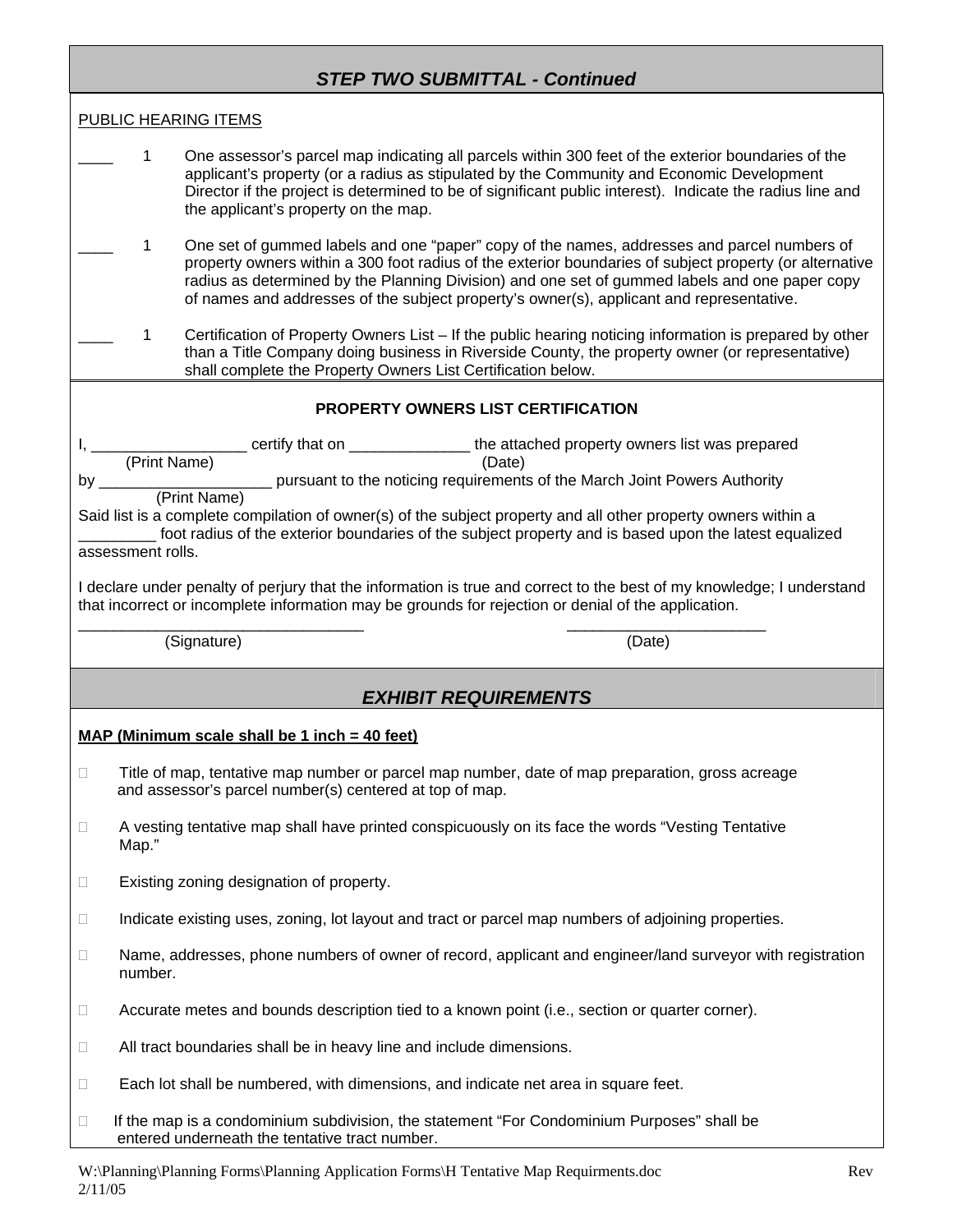## *STEP TWO SUBMITTAL - Continued*

PUBLIC HEARING ITEMS

____ 1 One assessor's parcel map indicating all parcels within 300 feet of the exterior boundaries of the applicant's property (or a radius as stipulated by the Community and Economic Development Director if the project is determined to be of significant public interest). Indicate the radius line and the applicant's property on the map.

____ 1 One set of gummed labels and one "paper" copy of the names, addresses and parcel numbers of property owners within a 300 foot radius of the exterior boundaries of subject property (or alternative radius as determined by the Planning Division) and one set of gummed labels and one paper copy of names and addresses of the subject property's owner(s), applicant and representative.

____ 1 Certification of Property Owners List – If the public hearing noticing information is prepared by other than a Title Company doing business in Riverside County, the property owner (or representative) shall complete the Property Owners List Certification below.

**PROPERTY OWNERS LIST CERTIFICATION**

I, __________________ (Print Name) certify that on ______________ (Date) the attached property owners list was prepared by ____________________ (Print Name) pursuant to the noticing requirements of the March Joint Powers Authority

Said list is a complete compilation of owner(s) of the subject property and all other property owners within a _________ foot radius of the exterior boundaries of the subject property and is based upon the latest equalized assessment rolls.

I declare under penalty of perjury that the information is true and correct to the best of my knowledge; I understand that incorrect or incomplete information may be grounds for rejection or denial of the application.

_________________________________ (Signature)

_______________________ (Date)

## *EXHIBIT REQUIREMENTS*

**MAP (Minimum scale shall be 1 inch = 40 feet)**

- ☐ Title of map, tentative map number or parcel map number, date of map preparation, gross acreage and assessor's parcel number(s) centered at top of map.
- ☐ A vesting tentative map shall have printed conspicuously on its face the words "Vesting Tentative Map."
- ☐ Existing zoning designation of property.
- ☐ Indicate existing uses, zoning, lot layout and tract or parcel map numbers of adjoining properties.
- ☐ Name, addresses, phone numbers of owner of record, applicant and engineer/land surveyor with registration number.
- ☐ Accurate metes and bounds description tied to a known point (i.e., section or quarter corner).
- ☐ All tract boundaries shall be in heavy line and include dimensions.
- ☐ Each lot shall be numbered, with dimensions, and indicate net area in square feet.
- ☐ If the map is a condominium subdivision, the statement "For Condominium Purposes" shall be entered underneath the tentative tract number.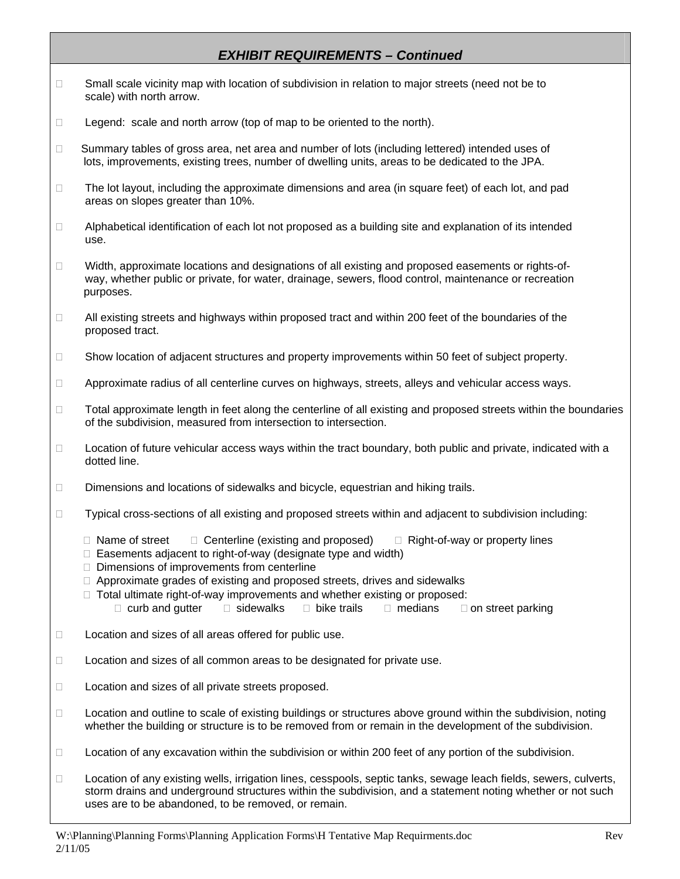## *EXHIBIT REQUIREMENTS – Continued*

- ☐ Small scale vicinity map with location of subdivision in relation to major streets (need not be to scale) with north arrow.
- ☐ Legend: scale and north arrow (top of map to be oriented to the north).
- ☐ Summary tables of gross area, net area and number of lots (including lettered) intended uses of lots, improvements, existing trees, number of dwelling units, areas to be dedicated to the JPA.
- ☐ The lot layout, including the approximate dimensions and area (in square feet) of each lot, and pad areas on slopes greater than 10%.
- ☐ Alphabetical identification of each lot not proposed as a building site and explanation of its intended use.
- ☐ Width, approximate locations and designations of all existing and proposed easements or rights-of-way, whether public or private, for water, drainage, sewers, flood control, maintenance or recreation purposes.
- ☐ All existing streets and highways within proposed tract and within 200 feet of the boundaries of the proposed tract.
- ☐ Show location of adjacent structures and property improvements within 50 feet of subject property.
- ☐ Approximate radius of all centerline curves on highways, streets, alleys and vehicular access ways.
- ☐ Total approximate length in feet along the centerline of all existing and proposed streets within the boundaries of the subdivision, measured from intersection to intersection.
- ☐ Location of future vehicular access ways within the tract boundary, both public and private, indicated with a dotted line.
- ☐ Dimensions and locations of sidewalks and bicycle, equestrian and hiking trails.
- ☐ Typical cross-sections of all existing and proposed streets within and adjacent to subdivision including:
  - ☐ Name of street ☐ Centerline (existing and proposed) ☐ Right-of-way or property lines
  - ☐ Easements adjacent to right-of-way (designate type and width)
  - ☐ Dimensions of improvements from centerline
  - ☐ Approximate grades of existing and proposed streets, drives and sidewalks
  - ☐ Total ultimate right-of-way improvements and whether existing or proposed:
    - ☐ curb and gutter ☐ sidewalks ☐ bike trails ☐ medians ☐ on street parking
- ☐ Location and sizes of all areas offered for public use.
- ☐ Location and sizes of all common areas to be designated for private use.
- ☐ Location and sizes of all private streets proposed.
- ☐ Location and outline to scale of existing buildings or structures above ground within the subdivision, noting whether the building or structure is to be removed from or remain in the development of the subdivision.
- ☐ Location of any excavation within the subdivision or within 200 feet of any portion of the subdivision.
- ☐ Location of any existing wells, irrigation lines, cesspools, septic tanks, sewage leach fields, sewers, culverts, storm drains and underground structures within the subdivision, and a statement noting whether or not such uses are to be abandoned, to be removed, or remain.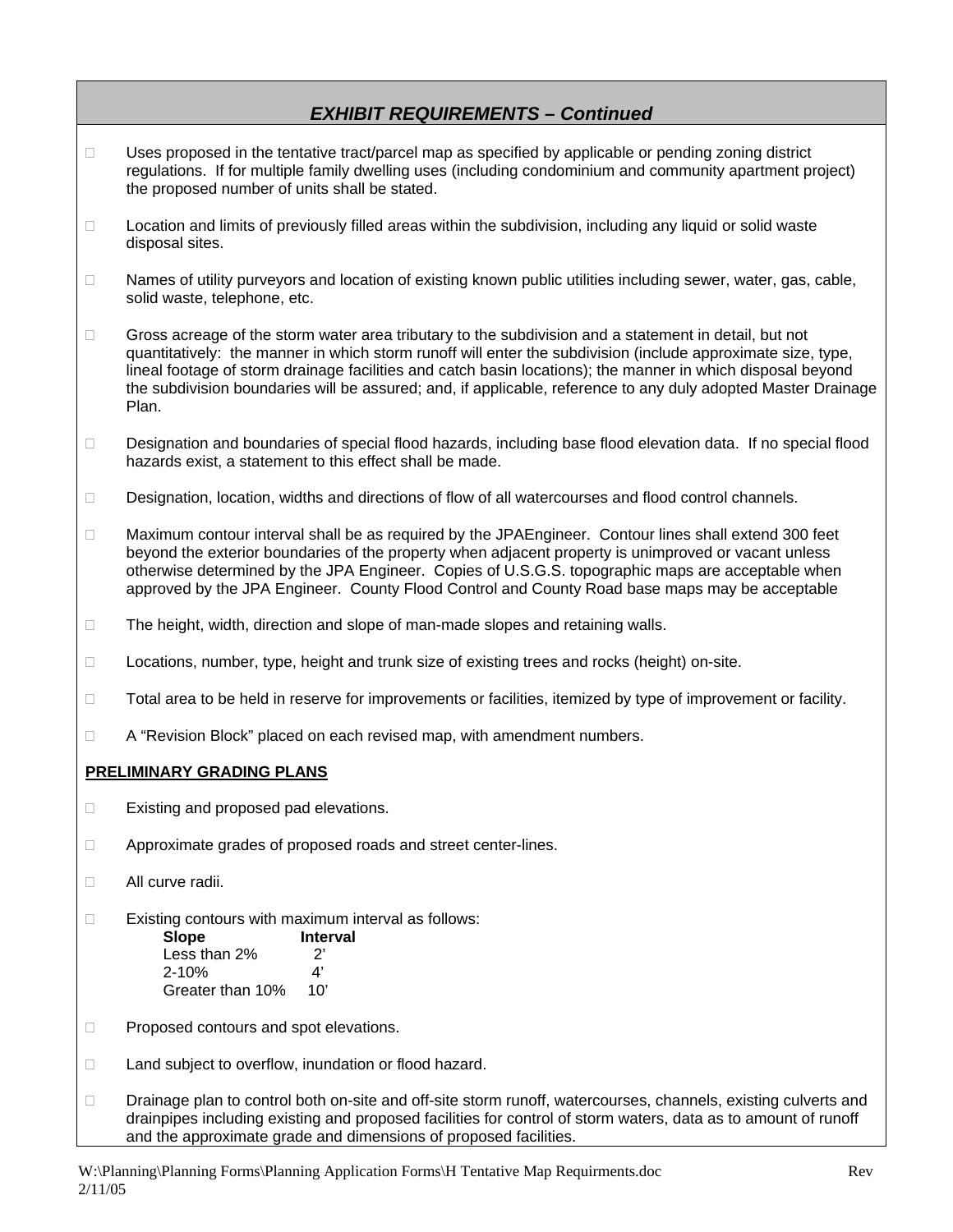## *EXHIBIT REQUIREMENTS – Continued*

- Uses proposed in the tentative tract/parcel map as specified by applicable or pending zoning district regulations. If for multiple family dwelling uses (including condominium and community apartment project) the proposed number of units shall be stated.
- Location and limits of previously filled areas within the subdivision, including any liquid or solid waste disposal sites.
- Names of utility purveyors and location of existing known public utilities including sewer, water, gas, cable, solid waste, telephone, etc.
- Gross acreage of the storm water area tributary to the subdivision and a statement in detail, but not quantitatively: the manner in which storm runoff will enter the subdivision (include approximate size, type, lineal footage of storm drainage facilities and catch basin locations); the manner in which disposal beyond the subdivision boundaries will be assured; and, if applicable, reference to any duly adopted Master Drainage Plan.
- Designation and boundaries of special flood hazards, including base flood elevation data. If no special flood hazards exist, a statement to this effect shall be made.
- Designation, location, widths and directions of flow of all watercourses and flood control channels.
- Maximum contour interval shall be as required by the JPAEngineer. Contour lines shall extend 300 feet beyond the exterior boundaries of the property when adjacent property is unimproved or vacant unless otherwise determined by the JPA Engineer. Copies of U.S.G.S. topographic maps are acceptable when approved by the JPA Engineer. County Flood Control and County Road base maps may be acceptable
- The height, width, direction and slope of man-made slopes and retaining walls.
- Locations, number, type, height and trunk size of existing trees and rocks (height) on-site.
- Total area to be held in reserve for improvements or facilities, itemized by type of improvement or facility.
- A "Revision Block" placed on each revised map, with amendment numbers.

**PRELIMINARY GRADING PLANS**

- Existing and proposed pad elevations.
- Approximate grades of proposed roads and street center-lines.
- All curve radii.
- Existing contours with maximum interval as follows:

| Slope | Interval |
|---|---|
| Less than 2% | 2' |
| 2-10% | 4' |
| Greater than 10% | 10' |

- Proposed contours and spot elevations.
- Land subject to overflow, inundation or flood hazard.
- Drainage plan to control both on-site and off-site storm runoff, watercourses, channels, existing culverts and drainpipes including existing and proposed facilities for control of storm waters, data as to amount of runoff and the approximate grade and dimensions of proposed facilities.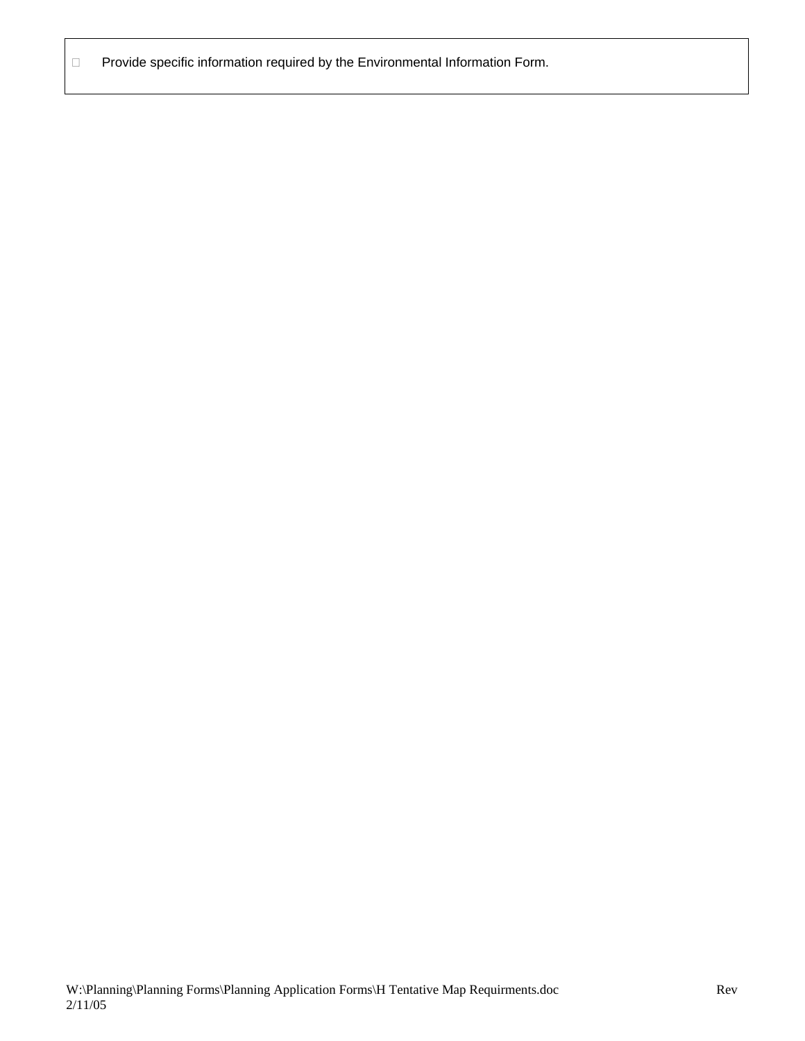- [ ] Provide specific information required by the Environmental Information Form.